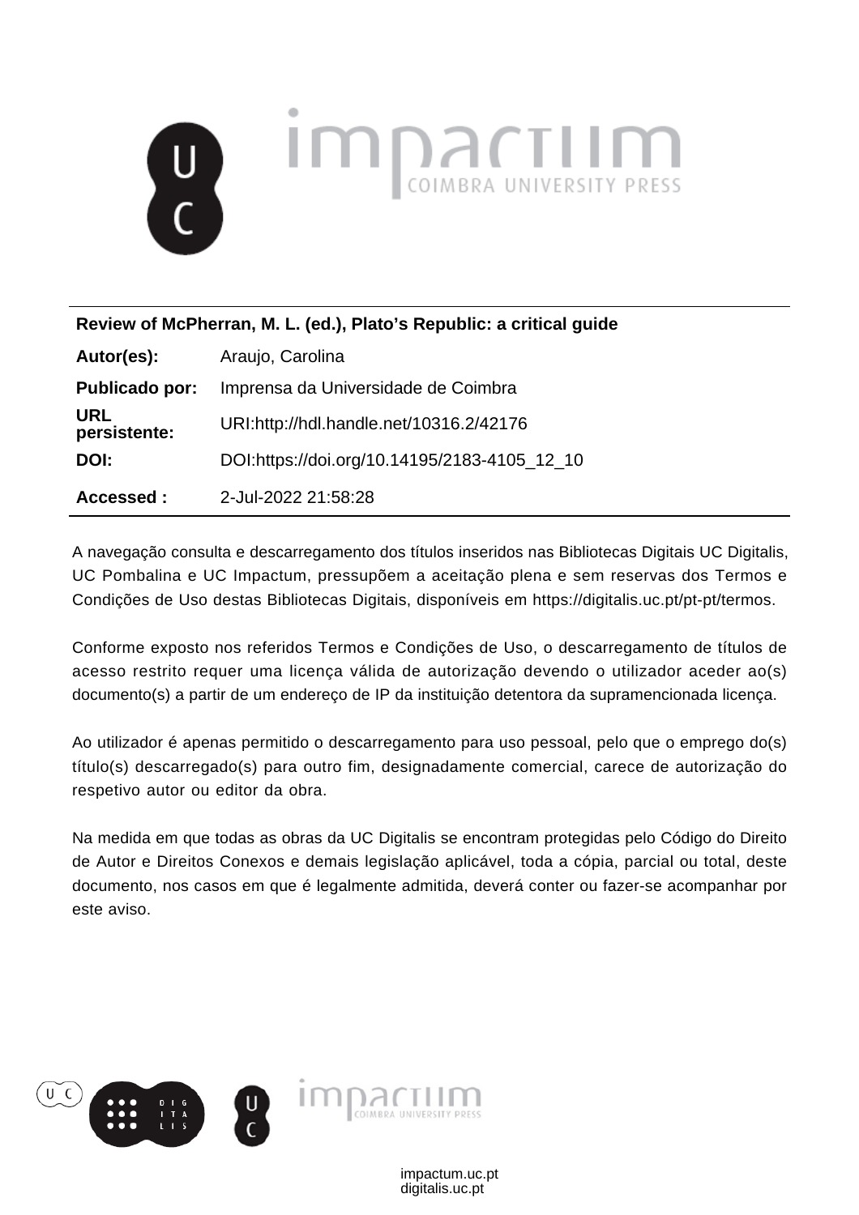**Review of McPherran, M. L. (ed.), Plato's Republic: a critical guide**

| | |
|---|---|
| **Autor(es):** | Araujo, Carolina |
| **Publicado por:** | Imprensa da Universidade de Coimbra |
| **URL persistente:** | URI:http://hdl.handle.net/10316.2/42176 |
| **DOI:** | DOI:https://doi.org/10.14195/2183-4105_12_10 |
| **Accessed :** | 2-Jul-2022 21:58:28 |

A navegação consulta e descarregamento dos títulos inseridos nas Bibliotecas Digitais UC Digitalis, UC Pombalina e UC Impactum, pressupõem a aceitação plena e sem reservas dos Termos e Condições de Uso destas Bibliotecas Digitais, disponíveis em https://digitalis.uc.pt/pt-pt/termos.

Conforme exposto nos referidos Termos e Condições de Uso, o descarregamento de títulos de acesso restrito requer uma licença válida de autorização devendo o utilizador aceder ao(s) documento(s) a partir de um endereço de IP da instituição detentora da supramencionada licença.

Ao utilizador é apenas permitido o descarregamento para uso pessoal, pelo que o emprego do(s) título(s) descarregado(s) para outro fim, designadamente comercial, carece de autorização do respetivo autor ou editor da obra.

Na medida em que todas as obras da UC Digitalis se encontram protegidas pelo Código do Direito de Autor e Direitos Conexos e demais legislação aplicável, toda a cópia, parcial ou total, deste documento, nos casos em que é legalmente admitida, deverá conter ou fazer-se acompanhar por este aviso.

impactum.uc.pt
digitalis.uc.pt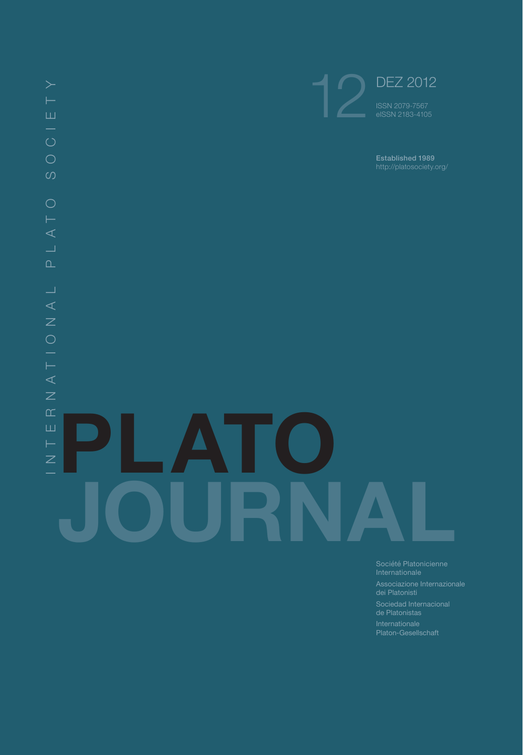INTERNATIONAL PLATO SOCIETY

12 DEZ 2012

ISSN 2079-7567
eISSN 2183-4105

**Established 1989**
http://platosociety.org/

# PLATO JOURNAL

Société Platonicienne Internationale

Associazione Internazionale dei Platonisti

Sociedad Internacional de Platonistas

Internationale Platon-Gesellschaft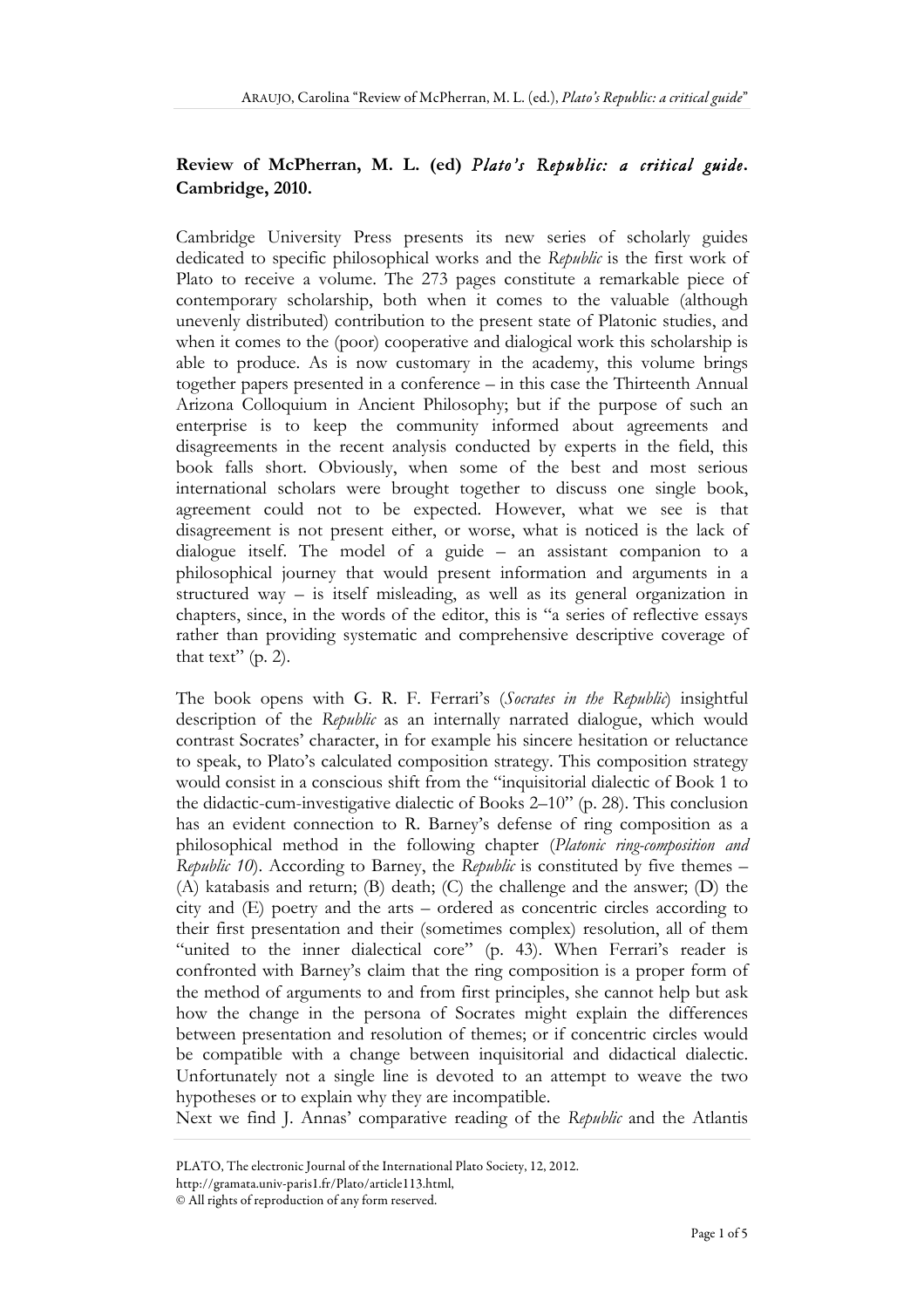**Review of McPherran, M. L. (ed) *Plato's Republic: a critical guide*. Cambridge, 2010.**

Cambridge University Press presents its new series of scholarly guides dedicated to specific philosophical works and the *Republic* is the first work of Plato to receive a volume. The 273 pages constitute a remarkable piece of contemporary scholarship, both when it comes to the valuable (although unevenly distributed) contribution to the present state of Platonic studies, and when it comes to the (poor) cooperative and dialogical work this scholarship is able to produce. As is now customary in the academy, this volume brings together papers presented in a conference – in this case the Thirteenth Annual Arizona Colloquium in Ancient Philosophy; but if the purpose of such an enterprise is to keep the community informed about agreements and disagreements in the recent analysis conducted by experts in the field, this book falls short. Obviously, when some of the best and most serious international scholars were brought together to discuss one single book, agreement could not to be expected. However, what we see is that disagreement is not present either, or worse, what is noticed is the lack of dialogue itself. The model of a guide – an assistant companion to a philosophical journey that would present information and arguments in a structured way – is itself misleading, as well as its general organization in chapters, since, in the words of the editor, this is "a series of reflective essays rather than providing systematic and comprehensive descriptive coverage of that text" (p. 2).

The book opens with G. R. F. Ferrari's (*Socrates in the Republic*) insightful description of the *Republic* as an internally narrated dialogue, which would contrast Socrates' character, in for example his sincere hesitation or reluctance to speak, to Plato's calculated composition strategy. This composition strategy would consist in a conscious shift from the "inquisitorial dialectic of Book 1 to the didactic-cum-investigative dialectic of Books 2–10" (p. 28). This conclusion has an evident connection to R. Barney's defense of ring composition as a philosophical method in the following chapter (*Platonic ring-composition and Republic 10*). According to Barney, the *Republic* is constituted by five themes – (A) katabasis and return; (B) death; (C) the challenge and the answer; (D) the city and (E) poetry and the arts – ordered as concentric circles according to their first presentation and their (sometimes complex) resolution, all of them "united to the inner dialectical core" (p. 43). When Ferrari's reader is confronted with Barney's claim that the ring composition is a proper form of the method of arguments to and from first principles, she cannot help but ask how the change in the persona of Socrates might explain the differences between presentation and resolution of themes; or if concentric circles would be compatible with a change between inquisitorial and didactical dialectic. Unfortunately not a single line is devoted to an attempt to weave the two hypotheses or to explain why they are incompatible.

Next we find J. Annas' comparative reading of the *Republic* and the Atlantis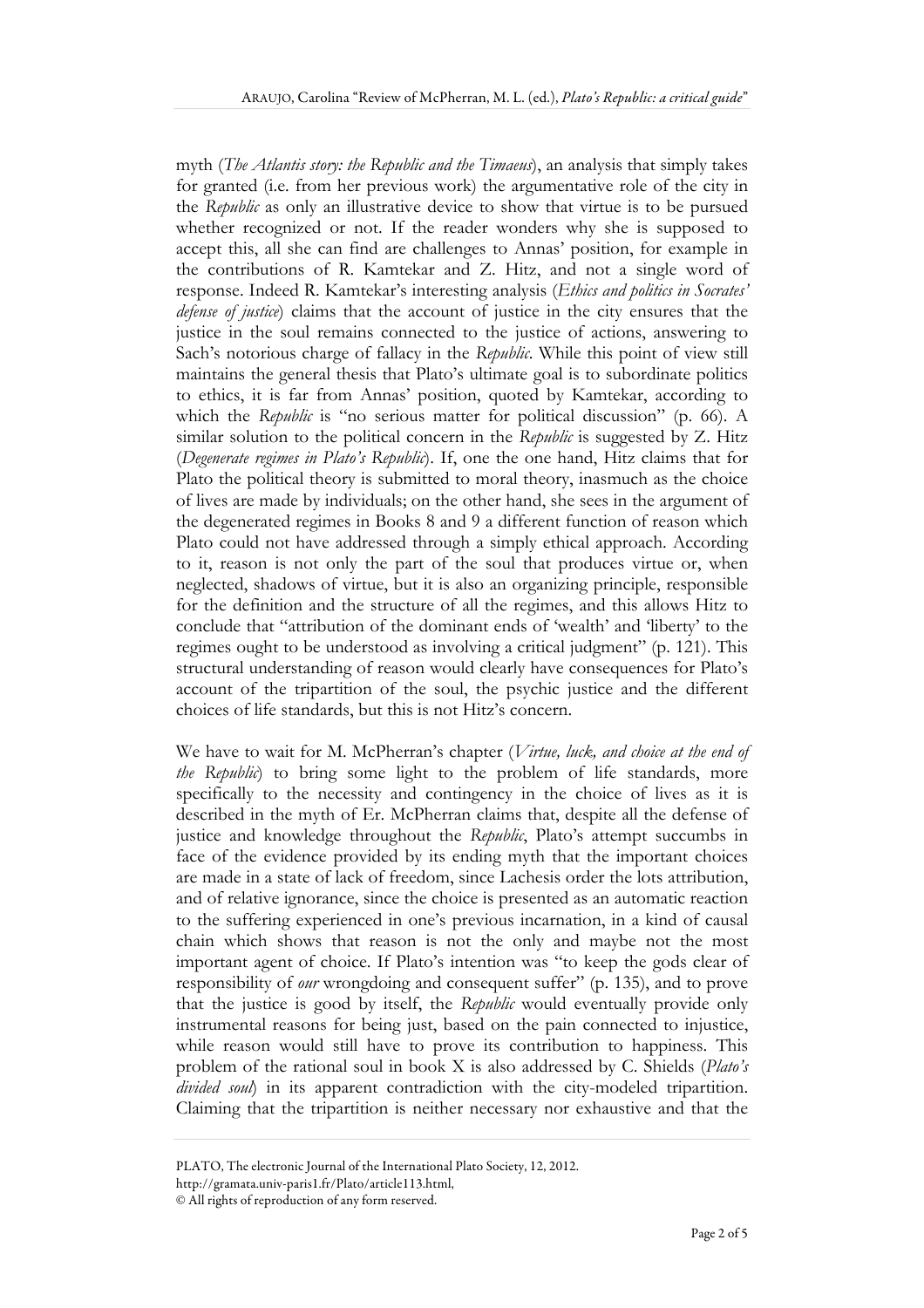myth (*The Atlantis story: the Republic and the Timaeus*), an analysis that simply takes for granted (i.e. from her previous work) the argumentative role of the city in the *Republic* as only an illustrative device to show that virtue is to be pursued whether recognized or not. If the reader wonders why she is supposed to accept this, all she can find are challenges to Annas' position, for example in the contributions of R. Kamtekar and Z. Hitz, and not a single word of response. Indeed R. Kamtekar's interesting analysis (*Ethics and politics in Socrates' defense of justice*) claims that the account of justice in the city ensures that the justice in the soul remains connected to the justice of actions, answering to Sach's notorious charge of fallacy in the *Republic*. While this point of view still maintains the general thesis that Plato's ultimate goal is to subordinate politics to ethics, it is far from Annas' position, quoted by Kamtekar, according to which the *Republic* is "no serious matter for political discussion" (p. 66). A similar solution to the political concern in the *Republic* is suggested by Z. Hitz (*Degenerate regimes in Plato's Republic*). If, one the one hand, Hitz claims that for Plato the political theory is submitted to moral theory, inasmuch as the choice of lives are made by individuals; on the other hand, she sees in the argument of the degenerated regimes in Books 8 and 9 a different function of reason which Plato could not have addressed through a simply ethical approach. According to it, reason is not only the part of the soul that produces virtue or, when neglected, shadows of virtue, but it is also an organizing principle, responsible for the definition and the structure of all the regimes, and this allows Hitz to conclude that "attribution of the dominant ends of 'wealth' and 'liberty' to the regimes ought to be understood as involving a critical judgment" (p. 121). This structural understanding of reason would clearly have consequences for Plato's account of the tripartition of the soul, the psychic justice and the different choices of life standards, but this is not Hitz's concern.

We have to wait for M. McPherran's chapter (*Virtue, luck, and choice at the end of the Republic*) to bring some light to the problem of life standards, more specifically to the necessity and contingency in the choice of lives as it is described in the myth of Er. McPherran claims that, despite all the defense of justice and knowledge throughout the *Republic*, Plato's attempt succumbs in face of the evidence provided by its ending myth that the important choices are made in a state of lack of freedom, since Lachesis order the lots attribution, and of relative ignorance, since the choice is presented as an automatic reaction to the suffering experienced in one's previous incarnation, in a kind of causal chain which shows that reason is not the only and maybe not the most important agent of choice. If Plato's intention was "to keep the gods clear of responsibility of *our* wrongdoing and consequent suffer" (p. 135), and to prove that the justice is good by itself, the *Republic* would eventually provide only instrumental reasons for being just, based on the pain connected to injustice, while reason would still have to prove its contribution to happiness. This problem of the rational soul in book X is also addressed by C. Shields (*Plato's divided soul*) in its apparent contradiction with the city-modeled tripartition. Claiming that the tripartition is neither necessary nor exhaustive and that the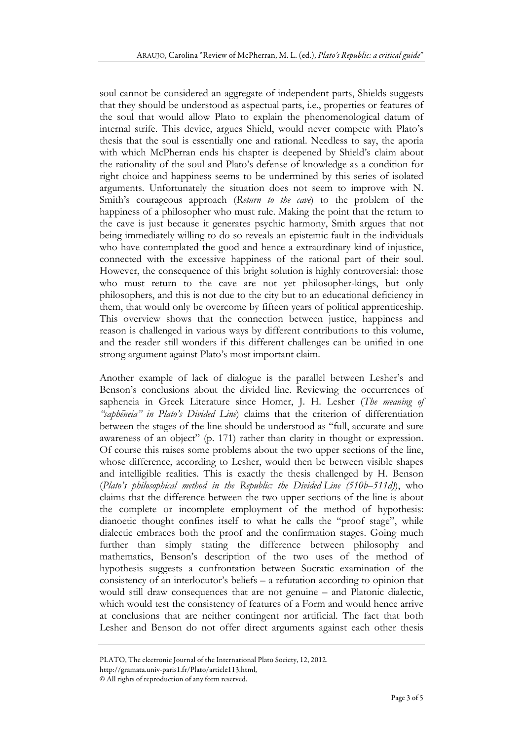soul cannot be considered an aggregate of independent parts, Shields suggests that they should be understood as aspectual parts, i.e., properties or features of the soul that would allow Plato to explain the phenomenological datum of internal strife. This device, argues Shield, would never compete with Plato's thesis that the soul is essentially one and rational. Needless to say, the aporia with which McPherran ends his chapter is deepened by Shield's claim about the rationality of the soul and Plato's defense of knowledge as a condition for right choice and happiness seems to be undermined by this series of isolated arguments. Unfortunately the situation does not seem to improve with N. Smith's courageous approach (*Return to the cave*) to the problem of the happiness of a philosopher who must rule. Making the point that the return to the cave is just because it generates psychic harmony, Smith argues that not being immediately willing to do so reveals an epistemic fault in the individuals who have contemplated the good and hence a extraordinary kind of injustice, connected with the excessive happiness of the rational part of their soul. However, the consequence of this bright solution is highly controversial: those who must return to the cave are not yet philosopher-kings, but only philosophers, and this is not due to the city but to an educational deficiency in them, that would only be overcome by fifteen years of political apprenticeship. This overview shows that the connection between justice, happiness and reason is challenged in various ways by different contributions to this volume, and the reader still wonders if this different challenges can be unified in one strong argument against Plato's most important claim.

Another example of lack of dialogue is the parallel between Lesher's and Benson's conclusions about the divided line. Reviewing the occurrences of sapheneia in Greek Literature since Homer, J. H. Lesher (*The meaning of "saphēneia" in Plato's Divided Line*) claims that the criterion of differentiation between the stages of the line should be understood as "full, accurate and sure awareness of an object" (p. 171) rather than clarity in thought or expression. Of course this raises some problems about the two upper sections of the line, whose difference, according to Lesher, would then be between visible shapes and intelligible realities. This is exactly the thesis challenged by H. Benson (*Plato's philosophical method in the Republic: the Divided Line (510b–511d)*), who claims that the difference between the two upper sections of the line is about the complete or incomplete employment of the method of hypothesis: dianoetic thought confines itself to what he calls the "proof stage", while dialectic embraces both the proof and the confirmation stages. Going much further than simply stating the difference between philosophy and mathematics, Benson's description of the two uses of the method of hypothesis suggests a confrontation between Socratic examination of the consistency of an interlocutor's beliefs – a refutation according to opinion that would still draw consequences that are not genuine – and Platonic dialectic, which would test the consistency of features of a Form and would hence arrive at conclusions that are neither contingent nor artificial. The fact that both Lesher and Benson do not offer direct arguments against each other thesis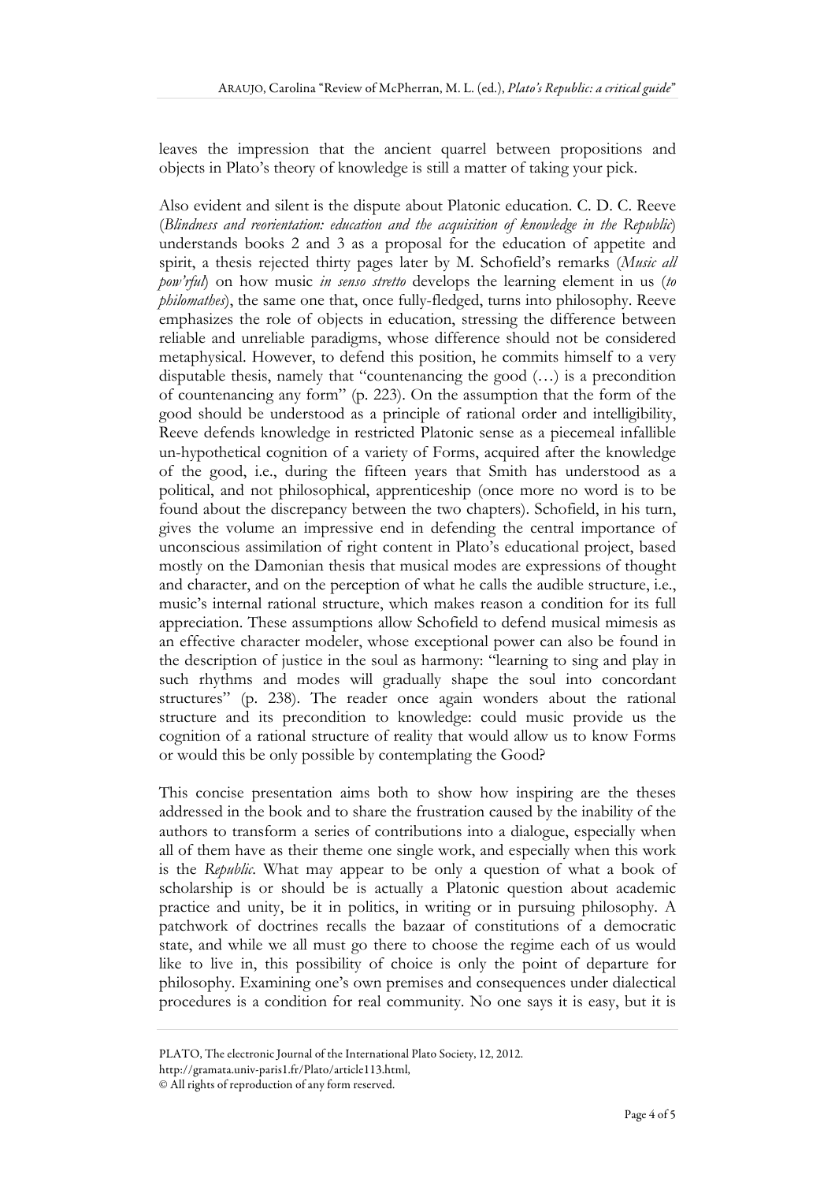leaves the impression that the ancient quarrel between propositions and objects in Plato's theory of knowledge is still a matter of taking your pick.

Also evident and silent is the dispute about Platonic education. C. D. C. Reeve (*Blindness and reorientation: education and the acquisition of knowledge in the Republic*) understands books 2 and 3 as a proposal for the education of appetite and spirit, a thesis rejected thirty pages later by M. Schofield's remarks (*Music all pow'rful*) on how music *in senso stretto* develops the learning element in us (*to philomathes*), the same one that, once fully-fledged, turns into philosophy. Reeve emphasizes the role of objects in education, stressing the difference between reliable and unreliable paradigms, whose difference should not be considered metaphysical. However, to defend this position, he commits himself to a very disputable thesis, namely that "countenancing the good (…) is a precondition of countenancing any form" (p. 223). On the assumption that the form of the good should be understood as a principle of rational order and intelligibility, Reeve defends knowledge in restricted Platonic sense as a piecemeal infallible un-hypothetical cognition of a variety of Forms, acquired after the knowledge of the good, i.e., during the fifteen years that Smith has understood as a political, and not philosophical, apprenticeship (once more no word is to be found about the discrepancy between the two chapters). Schofield, in his turn, gives the volume an impressive end in defending the central importance of unconscious assimilation of right content in Plato's educational project, based mostly on the Damonian thesis that musical modes are expressions of thought and character, and on the perception of what he calls the audible structure, i.e., music's internal rational structure, which makes reason a condition for its full appreciation. These assumptions allow Schofield to defend musical mimesis as an effective character modeler, whose exceptional power can also be found in the description of justice in the soul as harmony: "learning to sing and play in such rhythms and modes will gradually shape the soul into concordant structures" (p. 238). The reader once again wonders about the rational structure and its precondition to knowledge: could music provide us the cognition of a rational structure of reality that would allow us to know Forms or would this be only possible by contemplating the Good?

This concise presentation aims both to show how inspiring are the theses addressed in the book and to share the frustration caused by the inability of the authors to transform a series of contributions into a dialogue, especially when all of them have as their theme one single work, and especially when this work is the *Republic*. What may appear to be only a question of what a book of scholarship is or should be is actually a Platonic question about academic practice and unity, be it in politics, in writing or in pursuing philosophy. A patchwork of doctrines recalls the bazaar of constitutions of a democratic state, and while we all must go there to choose the regime each of us would like to live in, this possibility of choice is only the point of departure for philosophy. Examining one's own premises and consequences under dialectical procedures is a condition for real community. No one says it is easy, but it is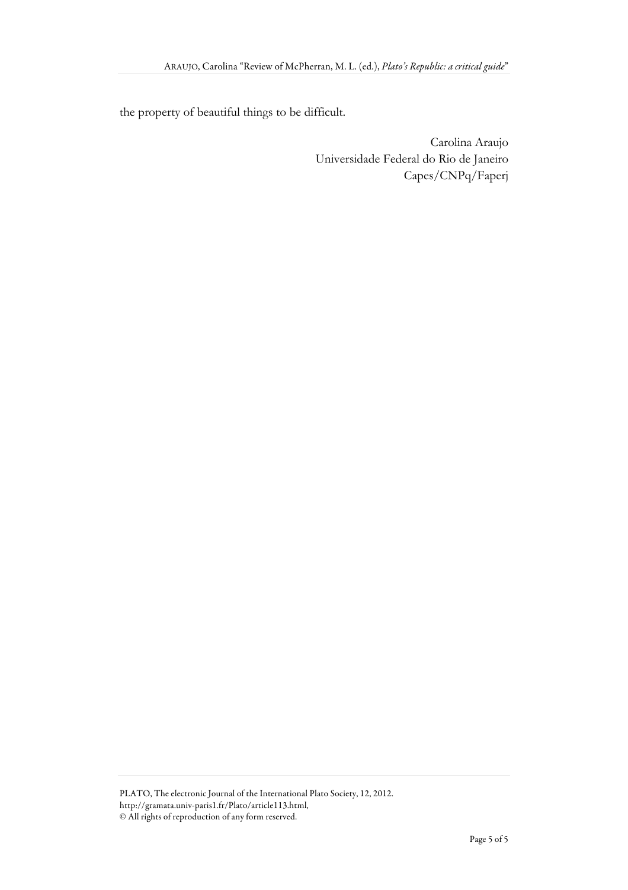the property of beautiful things to be difficult.

Carolina Araujo
Universidade Federal do Rio de Janeiro
Capes/CNPq/Faperj